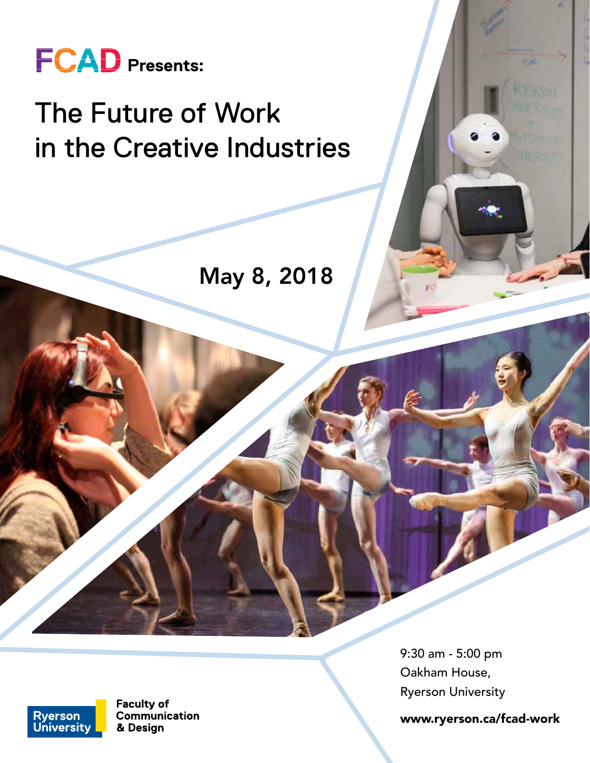**FCAD Presents:**

# The Future of Work in the Creative Industries

## May 8, 2018

9:30 am - 5:00 pm
Oakham House,
Ryerson University

**www.ryerson.ca/fcad-work**

Ryerson University
**Faculty of Communication & Design**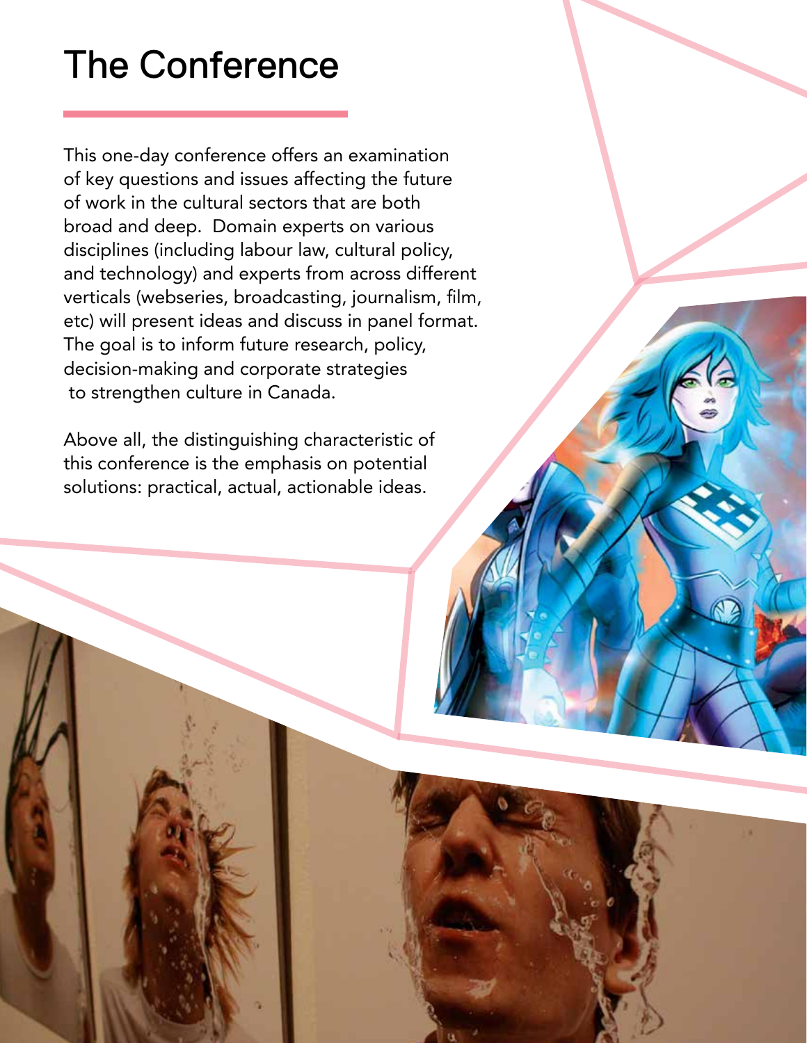# The Conference

This one-day conference offers an examination of key questions and issues affecting the future of work in the cultural sectors that are both broad and deep. Domain experts on various disciplines (including labour law, cultural policy, and technology) and experts from across different verticals (webseries, broadcasting, journalism, film, etc) will present ideas and discuss in panel format. The goal is to inform future research, policy, decision-making and corporate strategies to strengthen culture in Canada.

Above all, the distinguishing characteristic of this conference is the emphasis on potential solutions: practical, actual, actionable ideas.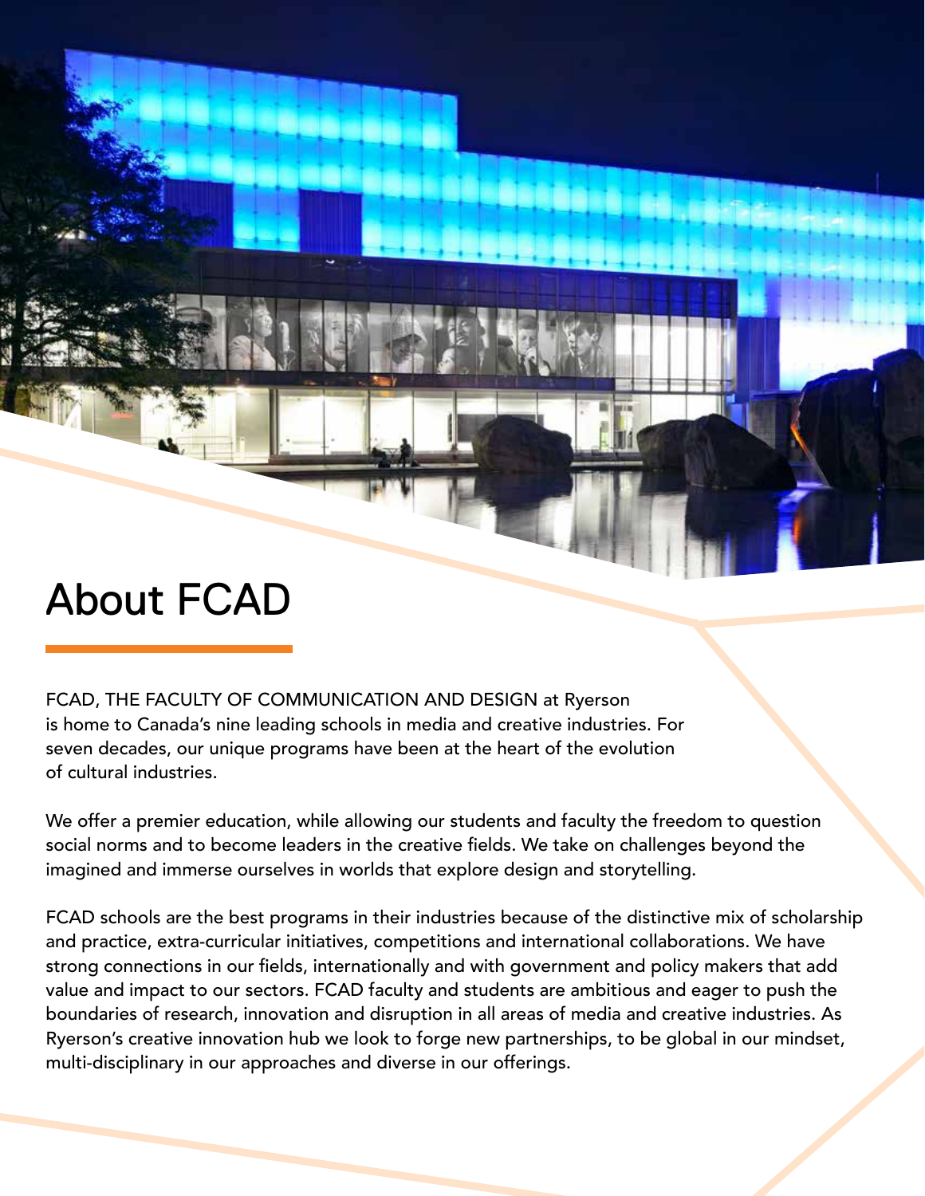# About FCAD

FCAD, THE FACULTY OF COMMUNICATION AND DESIGN at Ryerson is home to Canada's nine leading schools in media and creative industries. For seven decades, our unique programs have been at the heart of the evolution of cultural industries.

We offer a premier education, while allowing our students and faculty the freedom to question social norms and to become leaders in the creative fields. We take on challenges beyond the imagined and immerse ourselves in worlds that explore design and storytelling.

FCAD schools are the best programs in their industries because of the distinctive mix of scholarship and practice, extra-curricular initiatives, competitions and international collaborations. We have strong connections in our fields, internationally and with government and policy makers that add value and impact to our sectors. FCAD faculty and students are ambitious and eager to push the boundaries of research, innovation and disruption in all areas of media and creative industries. As Ryerson's creative innovation hub we look to forge new partnerships, to be global in our mindset, multi-disciplinary in our approaches and diverse in our offerings.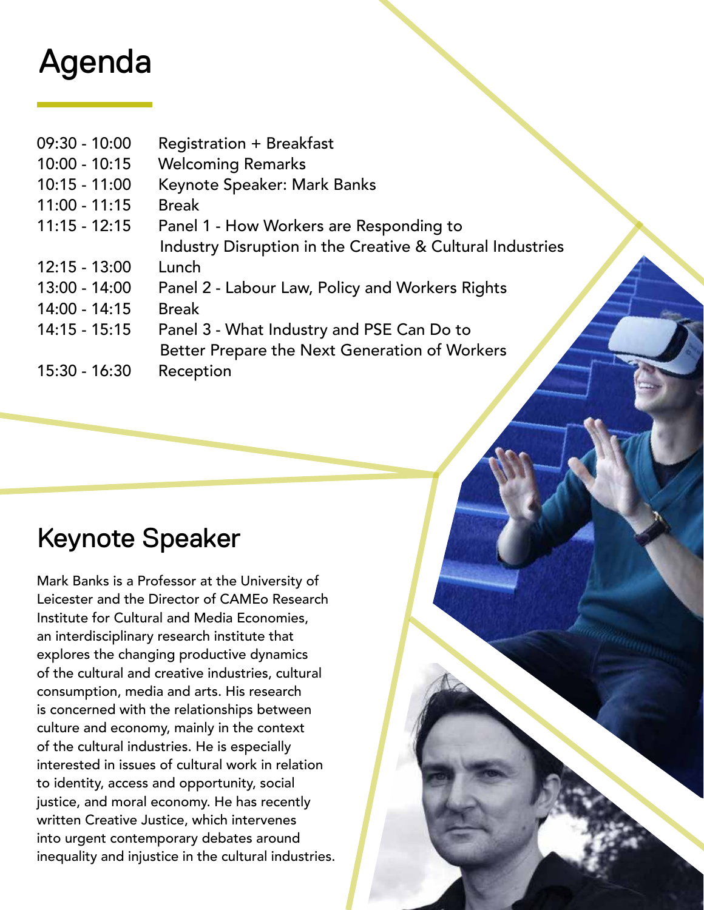# Agenda

| | |
|---|---|
| 09:30 - 10:00 | Registration + Breakfast |
| 10:00 - 10:15 | Welcoming Remarks |
| 10:15 - 11:00 | Keynote Speaker: Mark Banks |
| 11:00 - 11:15 | Break |
| 11:15 - 12:15 | Panel 1 - How Workers are Responding to Industry Disruption in the Creative & Cultural Industries |
| 12:15 - 13:00 | Lunch |
| 13:00 - 14:00 | Panel 2 - Labour Law, Policy and Workers Rights |
| 14:00 - 14:15 | Break |
| 14:15 - 15:15 | Panel 3 - What Industry and PSE Can Do to Better Prepare the Next Generation of Workers |
| 15:30 - 16:30 | Reception |

# Keynote Speaker

Mark Banks is a Professor at the University of Leicester and the Director of CAMEo Research Institute for Cultural and Media Economies, an interdisciplinary research institute that explores the changing productive dynamics of the cultural and creative industries, cultural consumption, media and arts. His research is concerned with the relationships between culture and economy, mainly in the context of the cultural industries. He is especially interested in issues of cultural work in relation to identity, access and opportunity, social justice, and moral economy. He has recently written Creative Justice, which intervenes into urgent contemporary debates around inequality and injustice in the cultural industries.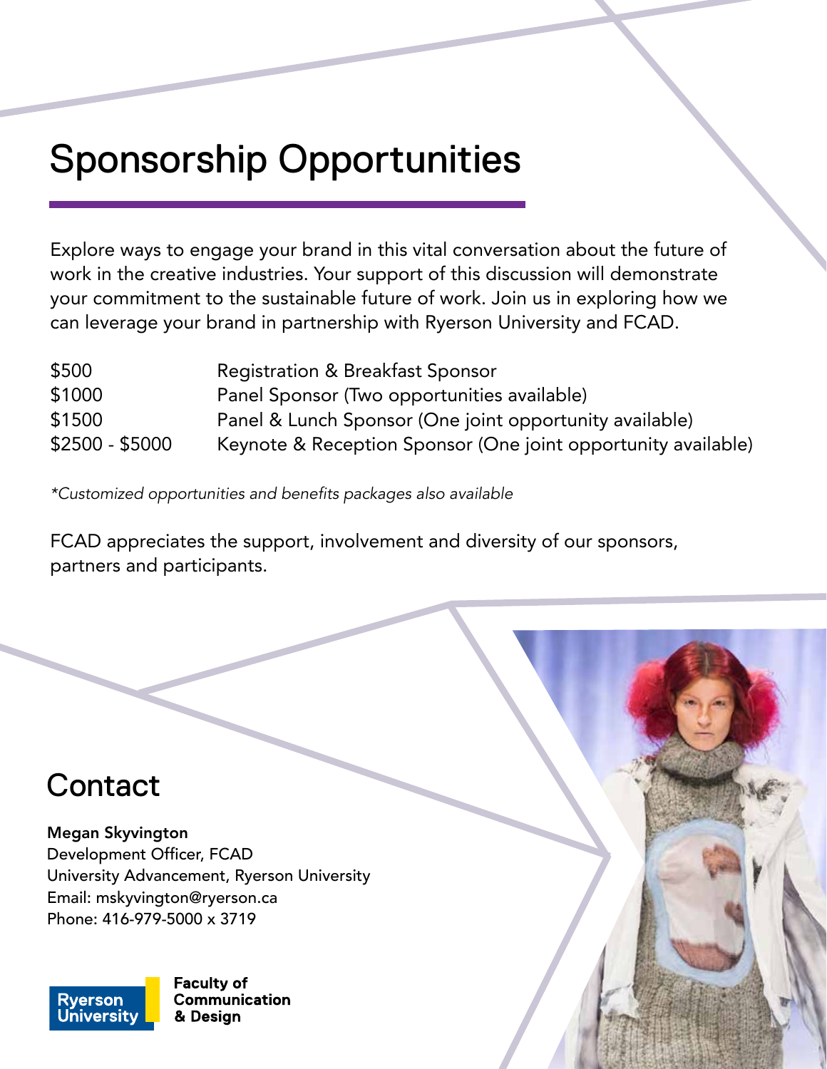# Sponsorship Opportunities

Explore ways to engage your brand in this vital conversation about the future of work in the creative industries. Your support of this discussion will demonstrate your commitment to the sustainable future of work. Join us in exploring how we can leverage your brand in partnership with Ryerson University and FCAD.

| | |
|---|---|
| $500 | Registration & Breakfast Sponsor |
| $1000 | Panel Sponsor (Two opportunities available) |
| $1500 | Panel & Lunch Sponsor (One joint opportunity available) |
| $2500 - $5000 | Keynote & Reception Sponsor (One joint opportunity available) |

*\*Customized opportunities and benefits packages also available*

FCAD appreciates the support, involvement and diversity of our sponsors, partners and participants.

# Contact

**Megan Skyvington**
Development Officer, FCAD
University Advancement, Ryerson University
Email: mskyvington@ryerson.ca
Phone: 416-979-5000 x 3719

Ryerson University

**Faculty of Communication & Design**